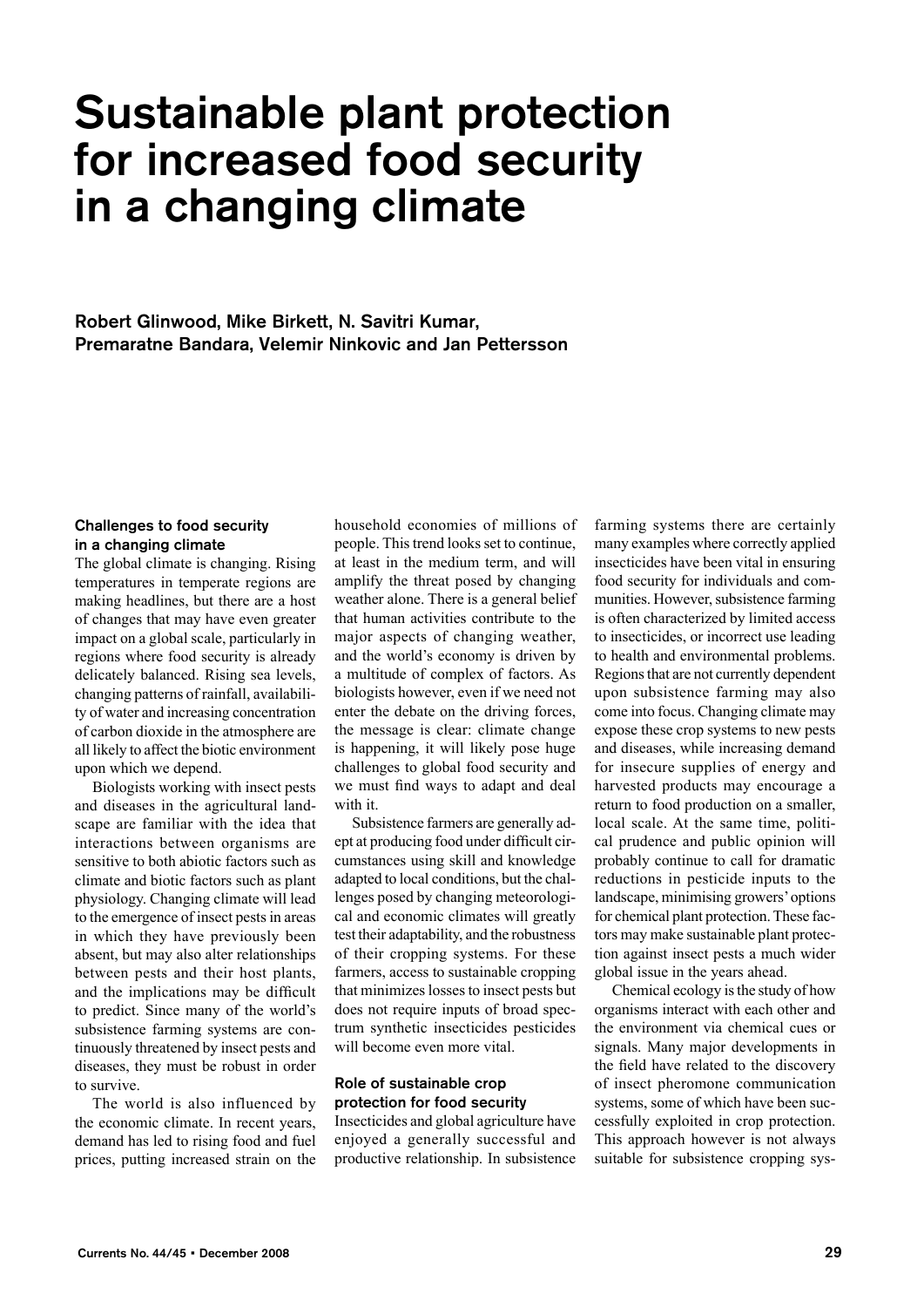# Sustainable plant protection for increased food security in a changing climate

**Robert Glinwood, Mike Birkett, N. Savitri Kumar, Premaratne Bandara, Velemir Ninkovic and Jan Pettersson**

### Challenges to food security in a changing climate

The global climate is changing. Rising temperatures in temperate regions are making headlines, but there are a host of changes that may have even greater impact on a global scale, particularly in regions where food security is already delicately balanced. Rising sea levels, changing patterns of rainfall, availability of water and increasing concentration of carbon dioxide in the atmosphere are all likely to affect the biotic environment upon which we depend.

Biologists working with insect pests and diseases in the agricultural landscape are familiar with the idea that interactions between organisms are sensitive to both abiotic factors such as climate and biotic factors such as plant physiology. Changing climate will lead to the emergence of insect pests in areas in which they have previously been absent, but may also alter relationships between pests and their host plants, and the implications may be difficult to predict. Since many of the world's subsistence farming systems are continuously threatened by insect pests and diseases, they must be robust in order to survive.

The world is also influenced by the economic climate. In recent years, demand has led to rising food and fuel prices, putting increased strain on the household economies of millions of people. This trend looks set to continue, at least in the medium term, and will amplify the threat posed by changing weather alone. There is a general belief that human activities contribute to the major aspects of changing weather, and the world's economy is driven by a multitude of complex of factors. As biologists however, even if we need not enter the debate on the driving forces, the message is clear: climate change is happening, it will likely pose huge challenges to global food security and we must find ways to adapt and deal with it.

Subsistence farmers are generally adept at producing food under difficult circumstances using skill and knowledge adapted to local conditions, but the challenges posed by changing meteorological and economic climates will greatly test their adaptability, and the robustness of their cropping systems. For these farmers, access to sustainable cropping that minimizes losses to insect pests but does not require inputs of broad spectrum synthetic insecticides pesticides will become even more vital.

### Role of sustainable crop protection for food security

Insecticides and global agriculture have enjoyed a generally successful and productive relationship. In subsistence farming systems there are certainly many examples where correctly applied insecticides have been vital in ensuring food security for individuals and communities. However, subsistence farming is often characterized by limited access to insecticides, or incorrect use leading to health and environmental problems. Regions that are not currently dependent upon subsistence farming may also come into focus. Changing climate may expose these crop systems to new pests and diseases, while increasing demand for insecure supplies of energy and harvested products may encourage a return to food production on a smaller, local scale. At the same time, political prudence and public opinion will probably continue to call for dramatic reductions in pesticide inputs to the landscape, minimising growers' options for chemical plant protection. These factors may make sustainable plant protection against insect pests a much wider global issue in the years ahead.

Chemical ecology is the study of how organisms interact with each other and the environment via chemical cues or signals. Many major developments in the field have related to the discovery of insect pheromone communication systems, some of which have been successfully exploited in crop protection. This approach however is not always suitable for subsistence cropping sys-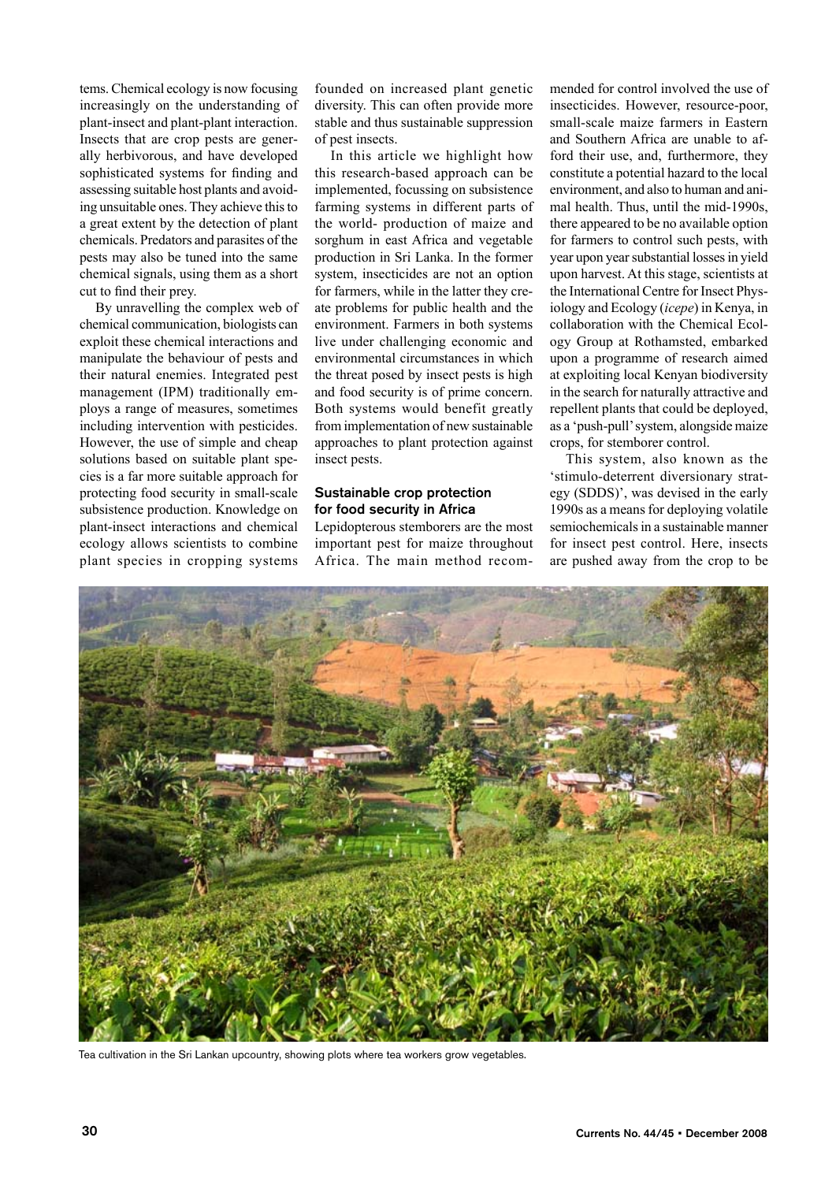tems. Chemical ecology is now focusing increasingly on the understanding of plant-insect and plant-plant interaction. Insects that are crop pests are generally herbivorous, and have developed sophisticated systems for finding and assessing suitable host plants and avoiding unsuitable ones. They achieve this to a great extent by the detection of plant chemicals. Predators and parasites of the pests may also be tuned into the same chemical signals, using them as a short cut to find their prey.

By unravelling the complex web of chemical communication, biologists can exploit these chemical interactions and manipulate the behaviour of pests and their natural enemies. Integrated pest management (IPM) traditionally employs a range of measures, sometimes including intervention with pesticides. However, the use of simple and cheap solutions based on suitable plant species is a far more suitable approach for protecting food security in small-scale subsistence production. Knowledge on plant-insect interactions and chemical ecology allows scientists to combine plant species in cropping systems founded on increased plant genetic diversity. This can often provide more stable and thus sustainable suppression of pest insects.

In this article we highlight how this research-based approach can be implemented, focussing on subsistence farming systems in different parts of the world- production of maize and sorghum in east Africa and vegetable production in Sri Lanka. In the former system, insecticides are not an option for farmers, while in the latter they create problems for public health and the environment. Farmers in both systems live under challenging economic and environmental circumstances in which the threat posed by insect pests is high and food security is of prime concern. Both systems would benefit greatly from implementation of new sustainable approaches to plant protection against insect pests.

### Sustainable crop protection for food security in Africa

Lepidopterous stemborers are the most important pest for maize throughout Africa. The main method recommended for control involved the use of insecticides. However, resource-poor, small-scale maize farmers in Eastern and Southern Africa are unable to afford their use, and, furthermore, they constitute a potential hazard to the local environment, and also to human and animal health. Thus, until the mid-1990s, there appeared to be no available option for farmers to control such pests, with year upon year substantial losses in yield upon harvest. At this stage, scientists at the International Centre for Insect Physiology and Ecology (*icepe*) in Kenya, in collaboration with the Chemical Ecology Group at Rothamsted, embarked upon a programme of research aimed at exploiting local Kenyan biodiversity in the search for naturally attractive and repellent plants that could be deployed, as a 'push-pull' system, alongside maize crops, for stemborer control.

This system, also known as the 'stimulo-deterrent diversionary strategy (SDDS)', was devised in the early 1990s as a means for deploying volatile semiochemicals in a sustainable manner for insect pest control. Here, insects are pushed away from the crop to be

Tea cultivation in the Sri Lankan upcountry, showing plots where tea workers grow vegetables.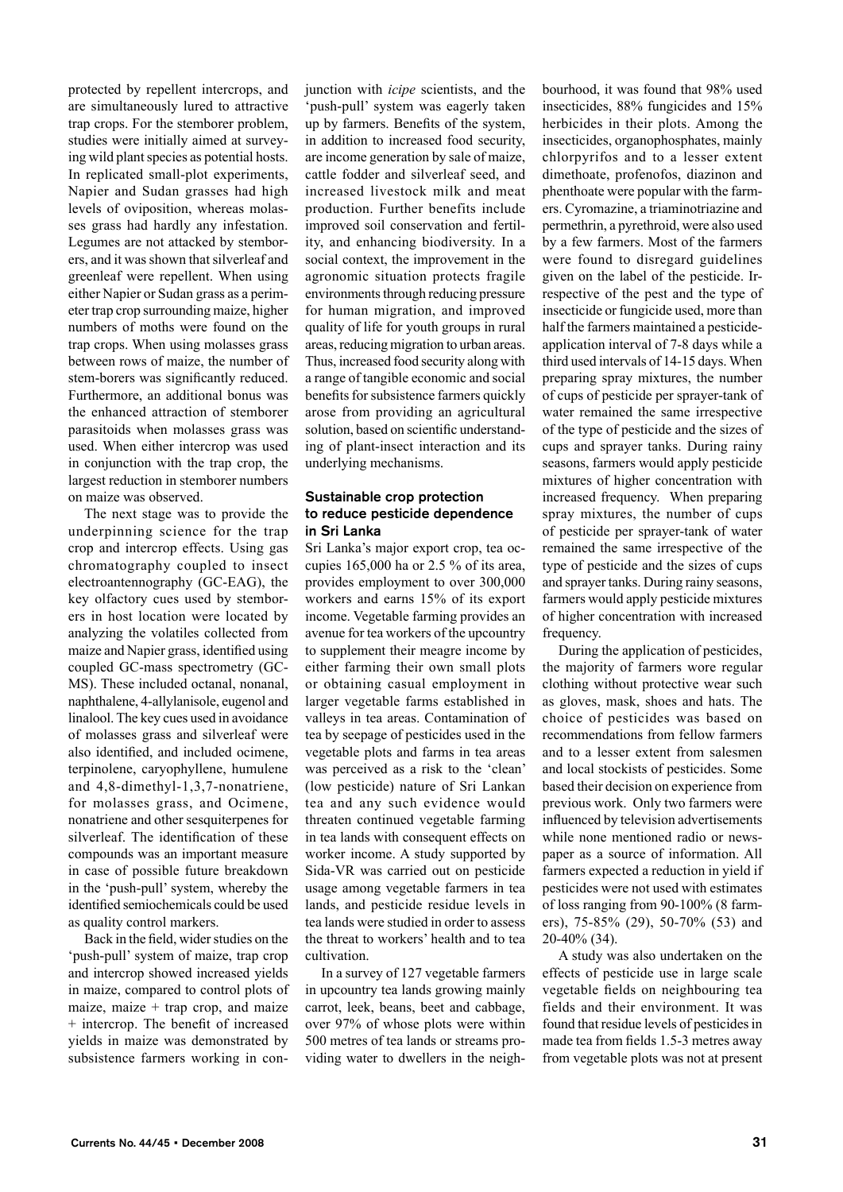protected by repellent intercrops, and are simultaneously lured to attractive trap crops. For the stemborer problem, studies were initially aimed at surveying wild plant species as potential hosts. In replicated small-plot experiments, Napier and Sudan grasses had high levels of oviposition, whereas molasses grass had hardly any infestation. Legumes are not attacked by stemborers, and it was shown that silverleaf and greenleaf were repellent. When using either Napier or Sudan grass as a perimeter trap crop surrounding maize, higher numbers of moths were found on the trap crops. When using molasses grass between rows of maize, the number of stem-borers was significantly reduced. Furthermore, an additional bonus was the enhanced attraction of stemborer parasitoids when molasses grass was used. When either intercrop was used in conjunction with the trap crop, the largest reduction in stemborer numbers on maize was observed.

The next stage was to provide the underpinning science for the trap crop and intercrop effects. Using gas chromatography coupled to insect electroantennography (GC-EAG), the key olfactory cues used by stemborers in host location were located by analyzing the volatiles collected from maize and Napier grass, identified using coupled GC-mass spectrometry (GC-MS). These included octanal, nonanal, naphthalene, 4-allylanisole, eugenol and linalool. The key cues used in avoidance of molasses grass and silverleaf were also identified, and included ocimene, terpinolene, caryophyllene, humulene and 4,8-dimethyl-1,3,7-nonatriene, for molasses grass, and Ocimene, nonatriene and other sesquiterpenes for silverleaf. The identification of these compounds was an important measure in case of possible future breakdown in the 'push-pull' system, whereby the identified semiochemicals could be used as quality control markers.

Back in the field, wider studies on the 'push-pull' system of maize, trap crop and intercrop showed increased yields in maize, compared to control plots of maize, maize + trap crop, and maize + intercrop. The benefit of increased yields in maize was demonstrated by subsistence farmers working in conjunction with *icipe* scientists, and the 'push-pull' system was eagerly taken up by farmers. Benefits of the system, in addition to increased food security, are income generation by sale of maize, cattle fodder and silverleaf seed, and increased livestock milk and meat production. Further benefits include improved soil conservation and fertility, and enhancing biodiversity. In a social context, the improvement in the agronomic situation protects fragile environments through reducing pressure for human migration, and improved quality of life for youth groups in rural areas, reducing migration to urban areas. Thus, increased food security along with a range of tangible economic and social benefits for subsistence farmers quickly arose from providing an agricultural solution, based on scientific understanding of plant-insect interaction and its underlying mechanisms.

## Sustainable crop protection to reduce pesticide dependence in Sri Lanka

Sri Lanka's major export crop, tea occupies 165,000 ha or 2.5 % of its area, provides employment to over 300,000 workers and earns 15% of its export income. Vegetable farming provides an avenue for tea workers of the upcountry to supplement their meagre income by either farming their own small plots or obtaining casual employment in larger vegetable farms established in valleys in tea areas. Contamination of tea by seepage of pesticides used in the vegetable plots and farms in tea areas was perceived as a risk to the 'clean' (low pesticide) nature of Sri Lankan tea and any such evidence would threaten continued vegetable farming in tea lands with consequent effects on worker income. A study supported by Sida-VR was carried out on pesticide usage among vegetable farmers in tea lands, and pesticide residue levels in tea lands were studied in order to assess the threat to workers' health and to tea cultivation.

In a survey of 127 vegetable farmers in upcountry tea lands growing mainly carrot, leek, beans, beet and cabbage, over 97% of whose plots were within 500 metres of tea lands or streams providing water to dwellers in the neighbourhood, it was found that 98% used insecticides, 88% fungicides and 15% herbicides in their plots. Among the insecticides, organophosphates, mainly chlorpyrifos and to a lesser extent dimethoate, profenofos, diazinon and phenthoate were popular with the farmers. Cyromazine, a triaminotriazine and permethrin, a pyrethroid, were also used by a few farmers. Most of the farmers were found to disregard guidelines given on the label of the pesticide. Irrespective of the pest and the type of insecticide or fungicide used, more than half the farmers maintained a pesticide-application interval of 7-8 days while a third used intervals of 14-15 days. When preparing spray mixtures, the number of cups of pesticide per sprayer-tank of water remained the same irrespective of the type of pesticide and the sizes of cups and sprayer tanks. During rainy seasons, farmers would apply pesticide mixtures of higher concentration with increased frequency. When preparing spray mixtures, the number of cups of pesticide per sprayer-tank of water remained the same irrespective of the type of pesticide and the sizes of cups and sprayer tanks. During rainy seasons, farmers would apply pesticide mixtures of higher concentration with increased frequency.

During the application of pesticides, the majority of farmers wore regular clothing without protective wear such as gloves, mask, shoes and hats. The choice of pesticides was based on recommendations from fellow farmers and to a lesser extent from salesmen and local stockists of pesticides. Some based their decision on experience from previous work. Only two farmers were influenced by television advertisements while none mentioned radio or newspaper as a source of information. All farmers expected a reduction in yield if pesticides were not used with estimates of loss ranging from 90-100% (8 farmers), 75-85% (29), 50-70% (53) and 20-40% (34).

A study was also undertaken on the effects of pesticide use in large scale vegetable fields on neighbouring tea fields and their environment. It was found that residue levels of pesticides in made tea from fields 1.5-3 metres away from vegetable plots was not at present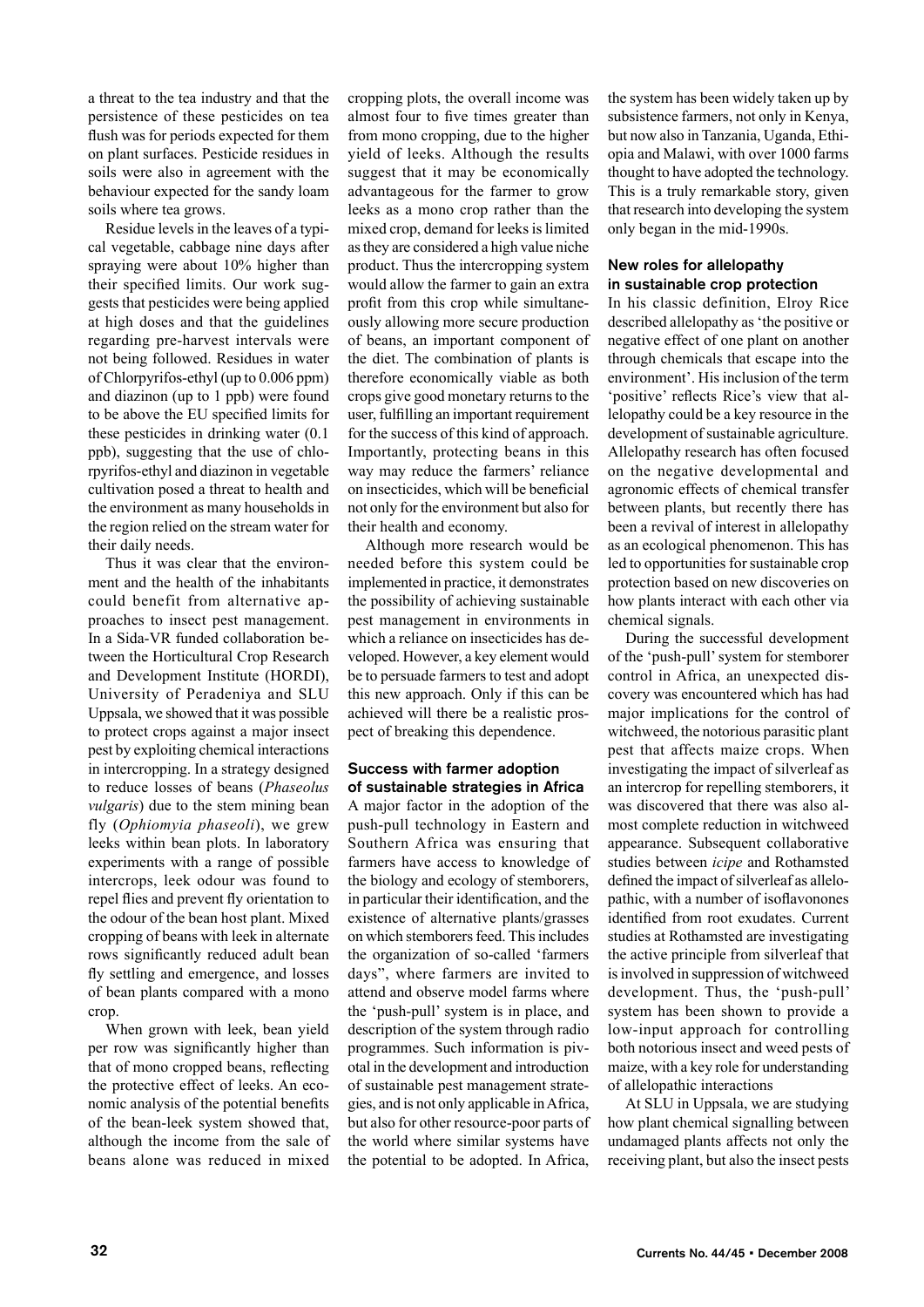a threat to the tea industry and that the persistence of these pesticides on tea flush was for periods expected for them on plant surfaces. Pesticide residues in soils were also in agreement with the behaviour expected for the sandy loam soils where tea grows.

Residue levels in the leaves of a typical vegetable, cabbage nine days after spraying were about 10% higher than their specified limits. Our work suggests that pesticides were being applied at high doses and that the guidelines regarding pre-harvest intervals were not being followed. Residues in water of Chlorpyrifos-ethyl (up to 0.006 ppm) and diazinon (up to 1 ppb) were found to be above the EU specified limits for these pesticides in drinking water (0.1 ppb), suggesting that the use of chlorpyrifos-ethyl and diazinon in vegetable cultivation posed a threat to health and the environment as many households in the region relied on the stream water for their daily needs.

Thus it was clear that the environment and the health of the inhabitants could benefit from alternative approaches to insect pest management. In a Sida-VR funded collaboration between the Horticultural Crop Research and Development Institute (HORDI), University of Peradeniya and SLU Uppsala, we showed that it was possible to protect crops against a major insect pest by exploiting chemical interactions in intercropping. In a strategy designed to reduce losses of beans (*Phaseolus vulgaris*) due to the stem mining bean fly (*Ophiomyia phaseoli*), we grew leeks within bean plots. In laboratory experiments with a range of possible intercrops, leek odour was found to repel flies and prevent fly orientation to the odour of the bean host plant. Mixed cropping of beans with leek in alternate rows significantly reduced adult bean fly settling and emergence, and losses of bean plants compared with a mono crop.

When grown with leek, bean yield per row was significantly higher than that of mono cropped beans, reflecting the protective effect of leeks. An economic analysis of the potential benefits of the bean-leek system showed that, although the income from the sale of beans alone was reduced in mixed cropping plots, the overall income was almost four to five times greater than from mono cropping, due to the higher yield of leeks. Although the results suggest that it may be economically advantageous for the farmer to grow leeks as a mono crop rather than the mixed crop, demand for leeks is limited as they are considered a high value niche product. Thus the intercropping system would allow the farmer to gain an extra profit from this crop while simultaneously allowing more secure production of beans, an important component of the diet. The combination of plants is therefore economically viable as both crops give good monetary returns to the user, fulfilling an important requirement for the success of this kind of approach. Importantly, protecting beans in this way may reduce the farmers' reliance on insecticides, which will be beneficial not only for the environment but also for their health and economy.

Although more research would be needed before this system could be implemented in practice, it demonstrates the possibility of achieving sustainable pest management in environments in which a reliance on insecticides has developed. However, a key element would be to persuade farmers to test and adopt this new approach. Only if this can be achieved will there be a realistic prospect of breaking this dependence.

### Success with farmer adoption of sustainable strategies in Africa

A major factor in the adoption of the push-pull technology in Eastern and Southern Africa was ensuring that farmers have access to knowledge of the biology and ecology of stemborers, in particular their identification, and the existence of alternative plants/grasses on which stemborers feed. This includes the organization of so-called 'farmers days", where farmers are invited to attend and observe model farms where the 'push-pull' system is in place, and description of the system through radio programmes. Such information is pivotal in the development and introduction of sustainable pest management strategies, and is not only applicable in Africa, but also for other resource-poor parts of the world where similar systems have the potential to be adopted. In Africa, the system has been widely taken up by subsistence farmers, not only in Kenya, but now also in Tanzania, Uganda, Ethiopia and Malawi, with over 1000 farms thought to have adopted the technology. This is a truly remarkable story, given that research into developing the system only began in the mid-1990s.

### New roles for allelopathy in sustainable crop protection

In his classic definition, Elroy Rice described allelopathy as 'the positive or negative effect of one plant on another through chemicals that escape into the environment'. His inclusion of the term 'positive' reflects Rice's view that allelopathy could be a key resource in the development of sustainable agriculture. Allelopathy research has often focused on the negative developmental and agronomic effects of chemical transfer between plants, but recently there has been a revival of interest in allelopathy as an ecological phenomenon. This has led to opportunities for sustainable crop protection based on new discoveries on how plants interact with each other via chemical signals.

During the successful development of the 'push-pull' system for stemborer control in Africa, an unexpected discovery was encountered which has had major implications for the control of witchweed, the notorious parasitic plant pest that affects maize crops. When investigating the impact of silverleaf as an intercrop for repelling stemborers, it was discovered that there was also almost complete reduction in witchweed appearance. Subsequent collaborative studies between *icipe* and Rothamsted defined the impact of silverleaf as allelopathic, with a number of isoflavonones identified from root exudates. Current studies at Rothamsted are investigating the active principle from silverleaf that is involved in suppression of witchweed development. Thus, the 'push-pull' system has been shown to provide a low-input approach for controlling both notorious insect and weed pests of maize, with a key role for understanding of allelopathic interactions

At SLU in Uppsala, we are studying how plant chemical signalling between undamaged plants affects not only the receiving plant, but also the insect pests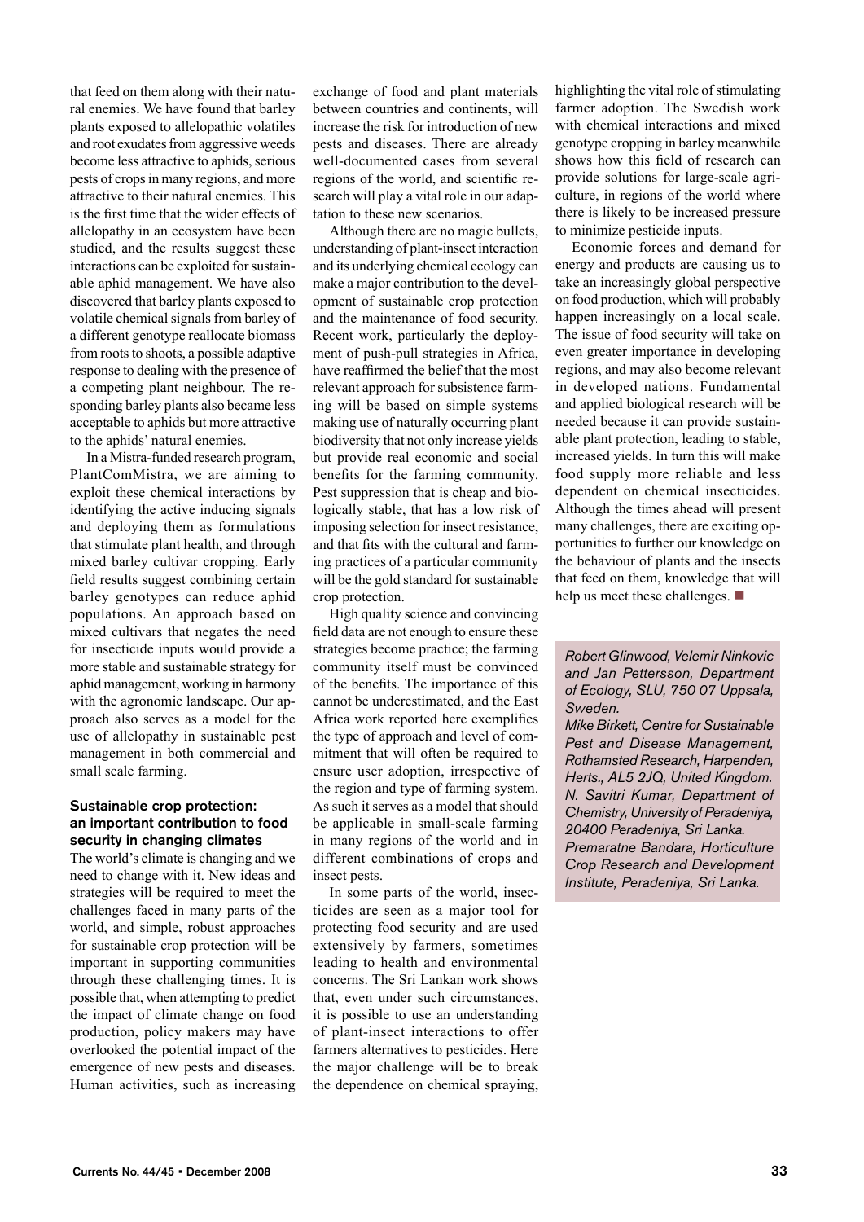that feed on them along with their natural enemies. We have found that barley plants exposed to allelopathic volatiles and root exudates from aggressive weeds become less attractive to aphids, serious pests of crops in many regions, and more attractive to their natural enemies. This is the first time that the wider effects of allelopathy in an ecosystem have been studied, and the results suggest these interactions can be exploited for sustainable aphid management. We have also discovered that barley plants exposed to volatile chemical signals from barley of a different genotype reallocate biomass from roots to shoots, a possible adaptive response to dealing with the presence of a competing plant neighbour. The responding barley plants also became less acceptable to aphids but more attractive to the aphids' natural enemies.

In a Mistra-funded research program, PlantComMistra, we are aiming to exploit these chemical interactions by identifying the active inducing signals and deploying them as formulations that stimulate plant health, and through mixed barley cultivar cropping. Early field results suggest combining certain barley genotypes can reduce aphid populations. An approach based on mixed cultivars that negates the need for insecticide inputs would provide a more stable and sustainable strategy for aphid management, working in harmony with the agronomic landscape. Our approach also serves as a model for the use of allelopathy in sustainable pest management in both commercial and small scale farming.

### Sustainable crop protection: an important contribution to food security in changing climates

The world's climate is changing and we need to change with it. New ideas and strategies will be required to meet the challenges faced in many parts of the world, and simple, robust approaches for sustainable crop protection will be important in supporting communities through these challenging times. It is possible that, when attempting to predict the impact of climate change on food production, policy makers may have overlooked the potential impact of the emergence of new pests and diseases. Human activities, such as increasing exchange of food and plant materials between countries and continents, will increase the risk for introduction of new pests and diseases. There are already well-documented cases from several regions of the world, and scientific research will play a vital role in our adaptation to these new scenarios.

Although there are no magic bullets, understanding of plant-insect interaction and its underlying chemical ecology can make a major contribution to the development of sustainable crop protection and the maintenance of food security. Recent work, particularly the deployment of push-pull strategies in Africa, have reaffirmed the belief that the most relevant approach for subsistence farming will be based on simple systems making use of naturally occurring plant biodiversity that not only increase yields but provide real economic and social benefits for the farming community. Pest suppression that is cheap and biologically stable, that has a low risk of imposing selection for insect resistance, and that fits with the cultural and farming practices of a particular community will be the gold standard for sustainable crop protection.

High quality science and convincing field data are not enough to ensure these strategies become practice; the farming community itself must be convinced of the benefits. The importance of this cannot be underestimated, and the East Africa work reported here exemplifies the type of approach and level of commitment that will often be required to ensure user adoption, irrespective of the region and type of farming system. As such it serves as a model that should be applicable in small-scale farming in many regions of the world and in different combinations of crops and insect pests.

In some parts of the world, insecticides are seen as a major tool for protecting food security and are used extensively by farmers, sometimes leading to health and environmental concerns. The Sri Lankan work shows that, even under such circumstances, it is possible to use an understanding of plant-insect interactions to offer farmers alternatives to pesticides. Here the major challenge will be to break the dependence on chemical spraying, highlighting the vital role of stimulating farmer adoption. The Swedish work with chemical interactions and mixed genotype cropping in barley meanwhile shows how this field of research can provide solutions for large-scale agriculture, in regions of the world where there is likely to be increased pressure to minimize pesticide inputs.

Economic forces and demand for energy and products are causing us to take an increasingly global perspective on food production, which will probably happen increasingly on a local scale. The issue of food security will take on even greater importance in developing regions, and may also become relevant in developed nations. Fundamental and applied biological research will be needed because it can provide sustainable plant protection, leading to stable, increased yields. In turn this will make food supply more reliable and less dependent on chemical insecticides. Although the times ahead will present many challenges, there are exciting opportunities to further our knowledge on the behaviour of plants and the insects that feed on them, knowledge that will help us meet these challenges. ■

*Robert Glinwood, Velemir Ninkovic and Jan Pettersson, Department of Ecology, SLU, 750 07 Uppsala, Sweden.*
*Mike Birkett, Centre for Sustainable Pest and Disease Management, Rothamsted Research, Harpenden, Herts., AL5 2JQ, United Kingdom.*
*N. Savitri Kumar, Department of Chemistry, University of Peradeniya, 20400 Peradeniya, Sri Lanka.*
*Premaratne Bandara, Horticulture Crop Research and Development Institute, Peradeniya, Sri Lanka.*